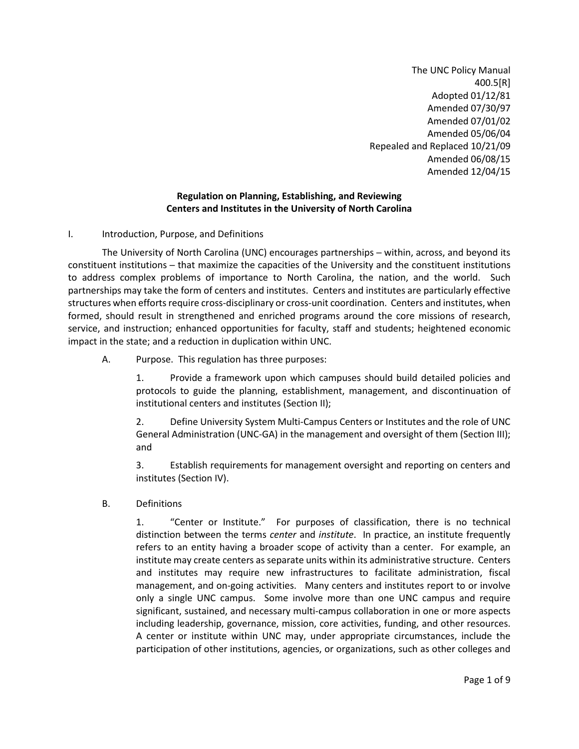The UNC Policy Manual
400.5[R]
Adopted 01/12/81
Amended 07/30/97
Amended 07/01/02
Amended 05/06/04
Repealed and Replaced 10/21/09
Amended 06/08/15
Amended 12/04/15

**Regulation on Planning, Establishing, and Reviewing Centers and Institutes in the University of North Carolina**

I. Introduction, Purpose, and Definitions

The University of North Carolina (UNC) encourages partnerships – within, across, and beyond its constituent institutions – that maximize the capacities of the University and the constituent institutions to address complex problems of importance to North Carolina, the nation, and the world. Such partnerships may take the form of centers and institutes. Centers and institutes are particularly effective structures when efforts require cross-disciplinary or cross-unit coordination. Centers and institutes, when formed, should result in strengthened and enriched programs around the core missions of research, service, and instruction; enhanced opportunities for faculty, staff and students; heightened economic impact in the state; and a reduction in duplication within UNC.

A. Purpose. This regulation has three purposes:

1. Provide a framework upon which campuses should build detailed policies and protocols to guide the planning, establishment, management, and discontinuation of institutional centers and institutes (Section II);

2. Define University System Multi-Campus Centers or Institutes and the role of UNC General Administration (UNC-GA) in the management and oversight of them (Section III); and

3. Establish requirements for management oversight and reporting on centers and institutes (Section IV).

B. Definitions

1. "Center or Institute." For purposes of classification, there is no technical distinction between the terms *center* and *institute*. In practice, an institute frequently refers to an entity having a broader scope of activity than a center. For example, an institute may create centers as separate units within its administrative structure. Centers and institutes may require new infrastructures to facilitate administration, fiscal management, and on-going activities. Many centers and institutes report to or involve only a single UNC campus. Some involve more than one UNC campus and require significant, sustained, and necessary multi-campus collaboration in one or more aspects including leadership, governance, mission, core activities, funding, and other resources. A center or institute within UNC may, under appropriate circumstances, include the participation of other institutions, agencies, or organizations, such as other colleges and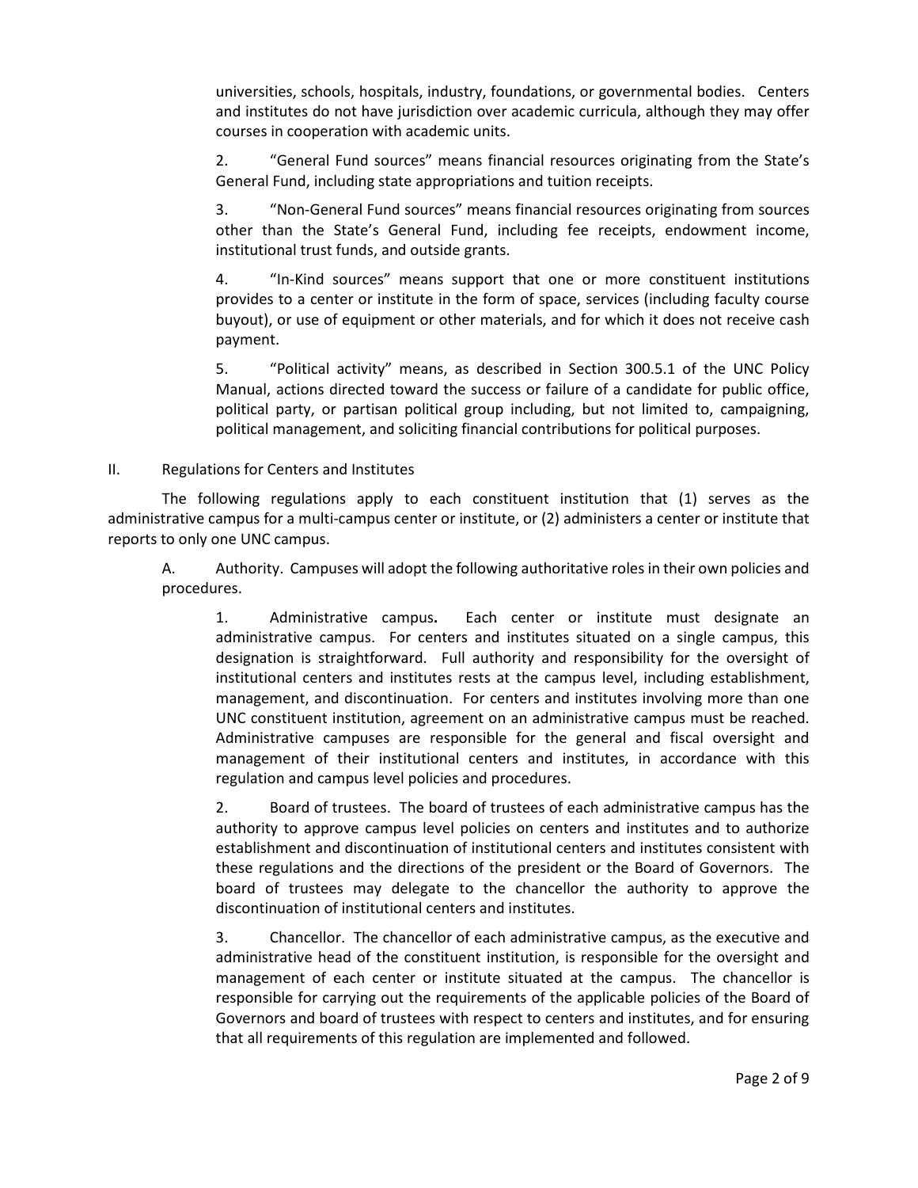universities, schools, hospitals, industry, foundations, or governmental bodies. Centers and institutes do not have jurisdiction over academic curricula, although they may offer courses in cooperation with academic units.

2. "General Fund sources" means financial resources originating from the State's General Fund, including state appropriations and tuition receipts.

3. "Non-General Fund sources" means financial resources originating from sources other than the State's General Fund, including fee receipts, endowment income, institutional trust funds, and outside grants.

4. "In-Kind sources" means support that one or more constituent institutions provides to a center or institute in the form of space, services (including faculty course buyout), or use of equipment or other materials, and for which it does not receive cash payment.

5. "Political activity" means, as described in Section 300.5.1 of the UNC Policy Manual, actions directed toward the success or failure of a candidate for public office, political party, or partisan political group including, but not limited to, campaigning, political management, and soliciting financial contributions for political purposes.

## II. Regulations for Centers and Institutes

The following regulations apply to each constituent institution that (1) serves as the administrative campus for a multi-campus center or institute, or (2) administers a center or institute that reports to only one UNC campus.

A. Authority. Campuses will adopt the following authoritative roles in their own policies and procedures.

1. Administrative campus**.** Each center or institute must designate an administrative campus. For centers and institutes situated on a single campus, this designation is straightforward. Full authority and responsibility for the oversight of institutional centers and institutes rests at the campus level, including establishment, management, and discontinuation. For centers and institutes involving more than one UNC constituent institution, agreement on an administrative campus must be reached. Administrative campuses are responsible for the general and fiscal oversight and management of their institutional centers and institutes, in accordance with this regulation and campus level policies and procedures.

2. Board of trustees. The board of trustees of each administrative campus has the authority to approve campus level policies on centers and institutes and to authorize establishment and discontinuation of institutional centers and institutes consistent with these regulations and the directions of the president or the Board of Governors. The board of trustees may delegate to the chancellor the authority to approve the discontinuation of institutional centers and institutes.

3. Chancellor. The chancellor of each administrative campus, as the executive and administrative head of the constituent institution, is responsible for the oversight and management of each center or institute situated at the campus. The chancellor is responsible for carrying out the requirements of the applicable policies of the Board of Governors and board of trustees with respect to centers and institutes, and for ensuring that all requirements of this regulation are implemented and followed.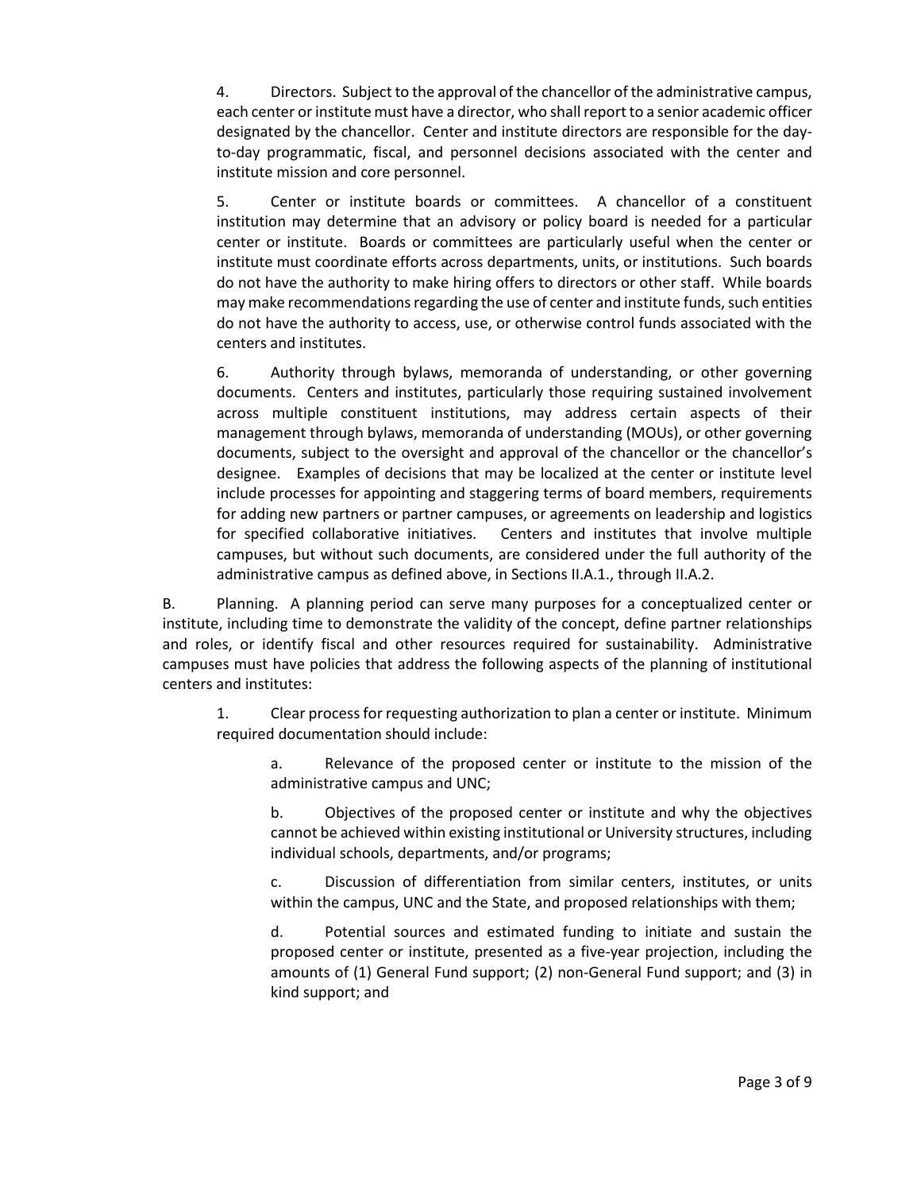4. Directors. Subject to the approval of the chancellor of the administrative campus, each center or institute must have a director, who shall report to a senior academic officer designated by the chancellor. Center and institute directors are responsible for the day-to-day programmatic, fiscal, and personnel decisions associated with the center and institute mission and core personnel.

5. Center or institute boards or committees. A chancellor of a constituent institution may determine that an advisory or policy board is needed for a particular center or institute. Boards or committees are particularly useful when the center or institute must coordinate efforts across departments, units, or institutions. Such boards do not have the authority to make hiring offers to directors or other staff. While boards may make recommendations regarding the use of center and institute funds, such entities do not have the authority to access, use, or otherwise control funds associated with the centers and institutes.

6. Authority through bylaws, memoranda of understanding, or other governing documents. Centers and institutes, particularly those requiring sustained involvement across multiple constituent institutions, may address certain aspects of their management through bylaws, memoranda of understanding (MOUs), or other governing documents, subject to the oversight and approval of the chancellor or the chancellor's designee. Examples of decisions that may be localized at the center or institute level include processes for appointing and staggering terms of board members, requirements for adding new partners or partner campuses, or agreements on leadership and logistics for specified collaborative initiatives. Centers and institutes that involve multiple campuses, but without such documents, are considered under the full authority of the administrative campus as defined above, in Sections II.A.1., through II.A.2.

B. Planning. A planning period can serve many purposes for a conceptualized center or institute, including time to demonstrate the validity of the concept, define partner relationships and roles, or identify fiscal and other resources required for sustainability. Administrative campuses must have policies that address the following aspects of the planning of institutional centers and institutes:

1. Clear process for requesting authorization to plan a center or institute. Minimum required documentation should include:

   a. Relevance of the proposed center or institute to the mission of the administrative campus and UNC;

   b. Objectives of the proposed center or institute and why the objectives cannot be achieved within existing institutional or University structures, including individual schools, departments, and/or programs;

   c. Discussion of differentiation from similar centers, institutes, or units within the campus, UNC and the State, and proposed relationships with them;

   d. Potential sources and estimated funding to initiate and sustain the proposed center or institute, presented as a five-year projection, including the amounts of (1) General Fund support; (2) non-General Fund support; and (3) in kind support; and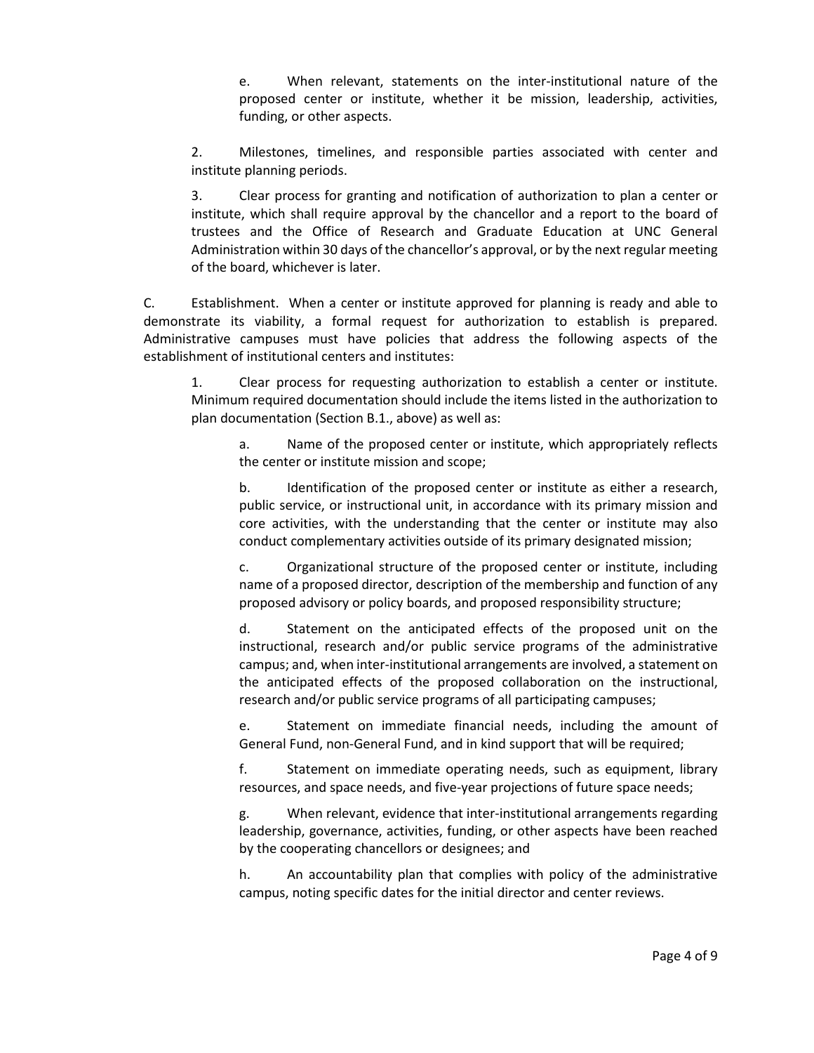e. When relevant, statements on the inter-institutional nature of the proposed center or institute, whether it be mission, leadership, activities, funding, or other aspects.

2. Milestones, timelines, and responsible parties associated with center and institute planning periods.

3. Clear process for granting and notification of authorization to plan a center or institute, which shall require approval by the chancellor and a report to the board of trustees and the Office of Research and Graduate Education at UNC General Administration within 30 days of the chancellor's approval, or by the next regular meeting of the board, whichever is later.

C. Establishment. When a center or institute approved for planning is ready and able to demonstrate its viability, a formal request for authorization to establish is prepared. Administrative campuses must have policies that address the following aspects of the establishment of institutional centers and institutes:

1. Clear process for requesting authorization to establish a center or institute. Minimum required documentation should include the items listed in the authorization to plan documentation (Section B.1., above) as well as:

a. Name of the proposed center or institute, which appropriately reflects the center or institute mission and scope;

b. Identification of the proposed center or institute as either a research, public service, or instructional unit, in accordance with its primary mission and core activities, with the understanding that the center or institute may also conduct complementary activities outside of its primary designated mission;

c. Organizational structure of the proposed center or institute, including name of a proposed director, description of the membership and function of any proposed advisory or policy boards, and proposed responsibility structure;

d. Statement on the anticipated effects of the proposed unit on the instructional, research and/or public service programs of the administrative campus; and, when inter-institutional arrangements are involved, a statement on the anticipated effects of the proposed collaboration on the instructional, research and/or public service programs of all participating campuses;

e. Statement on immediate financial needs, including the amount of General Fund, non-General Fund, and in kind support that will be required;

f. Statement on immediate operating needs, such as equipment, library resources, and space needs, and five-year projections of future space needs;

g. When relevant, evidence that inter-institutional arrangements regarding leadership, governance, activities, funding, or other aspects have been reached by the cooperating chancellors or designees; and

h. An accountability plan that complies with policy of the administrative campus, noting specific dates for the initial director and center reviews.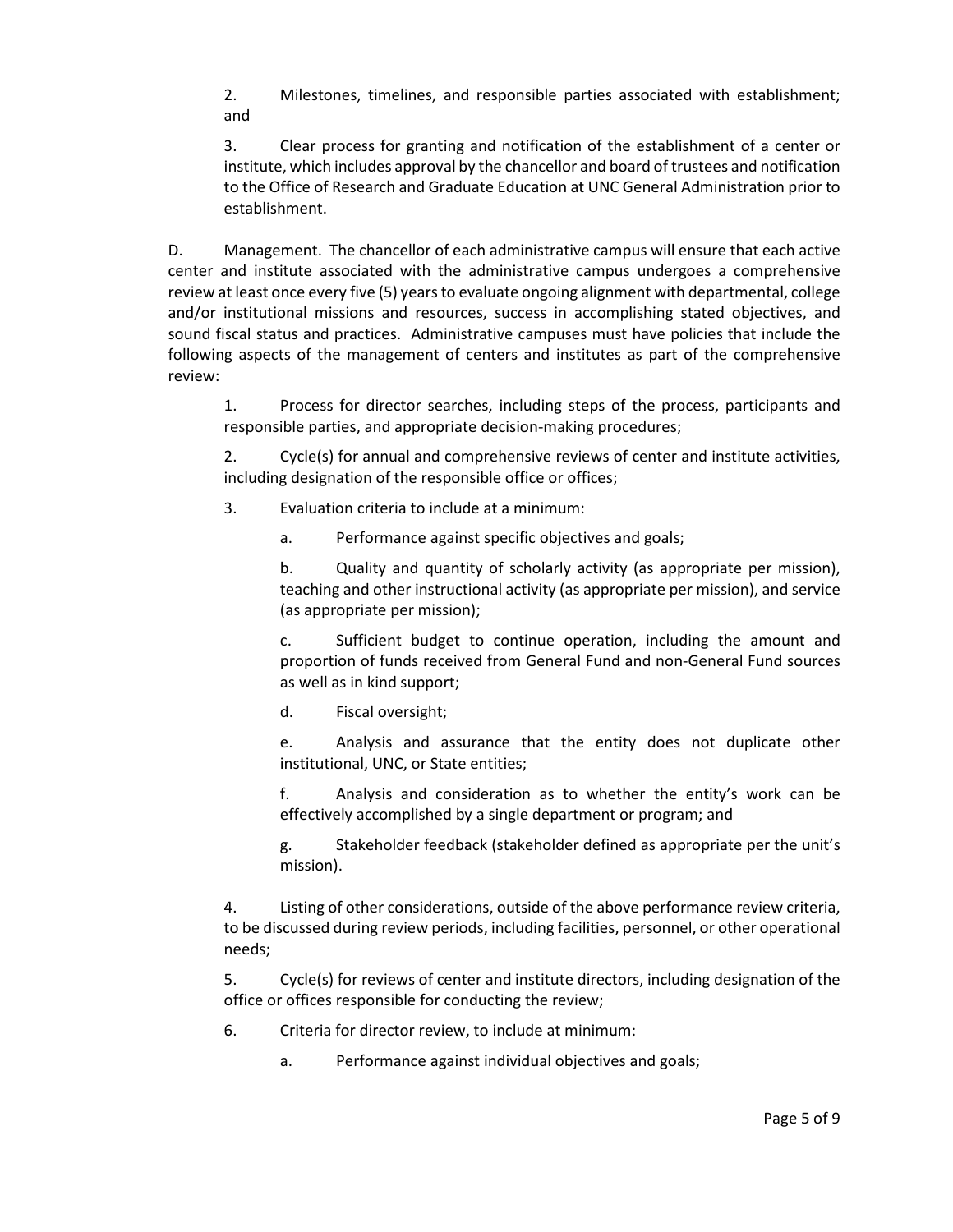2. Milestones, timelines, and responsible parties associated with establishment; and

3. Clear process for granting and notification of the establishment of a center or institute, which includes approval by the chancellor and board of trustees and notification to the Office of Research and Graduate Education at UNC General Administration prior to establishment.

D. Management. The chancellor of each administrative campus will ensure that each active center and institute associated with the administrative campus undergoes a comprehensive review at least once every five (5) years to evaluate ongoing alignment with departmental, college and/or institutional missions and resources, success in accomplishing stated objectives, and sound fiscal status and practices. Administrative campuses must have policies that include the following aspects of the management of centers and institutes as part of the comprehensive review:

1. Process for director searches, including steps of the process, participants and responsible parties, and appropriate decision-making procedures;

2. Cycle(s) for annual and comprehensive reviews of center and institute activities, including designation of the responsible office or offices;

3. Evaluation criteria to include at a minimum:

   a. Performance against specific objectives and goals;

   b. Quality and quantity of scholarly activity (as appropriate per mission), teaching and other instructional activity (as appropriate per mission), and service (as appropriate per mission);

   c. Sufficient budget to continue operation, including the amount and proportion of funds received from General Fund and non-General Fund sources as well as in kind support;

   d. Fiscal oversight;

   e. Analysis and assurance that the entity does not duplicate other institutional, UNC, or State entities;

   f. Analysis and consideration as to whether the entity's work can be effectively accomplished by a single department or program; and

   g. Stakeholder feedback (stakeholder defined as appropriate per the unit's mission).

4. Listing of other considerations, outside of the above performance review criteria, to be discussed during review periods, including facilities, personnel, or other operational needs;

5. Cycle(s) for reviews of center and institute directors, including designation of the office or offices responsible for conducting the review;

6. Criteria for director review, to include at minimum:

   a. Performance against individual objectives and goals;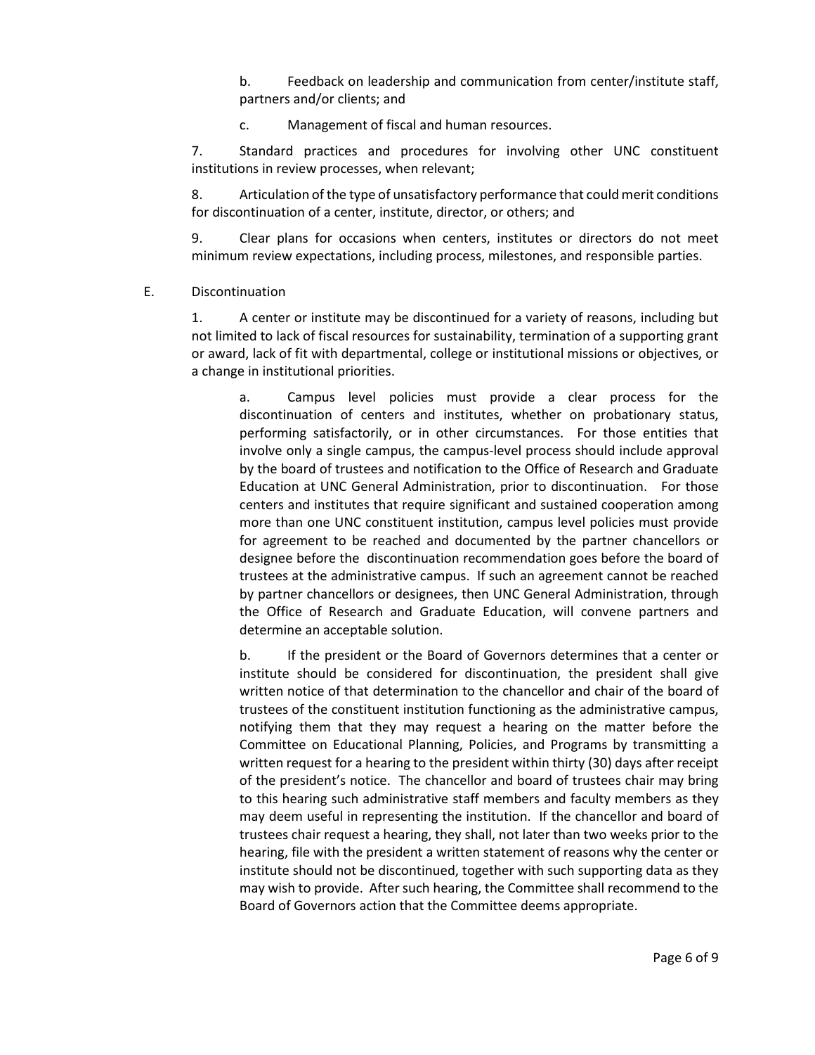b. Feedback on leadership and communication from center/institute staff, partners and/or clients; and

c. Management of fiscal and human resources.

7. Standard practices and procedures for involving other UNC constituent institutions in review processes, when relevant;

8. Articulation of the type of unsatisfactory performance that could merit conditions for discontinuation of a center, institute, director, or others; and

9. Clear plans for occasions when centers, institutes or directors do not meet minimum review expectations, including process, milestones, and responsible parties.

E. Discontinuation

1. A center or institute may be discontinued for a variety of reasons, including but not limited to lack of fiscal resources for sustainability, termination of a supporting grant or award, lack of fit with departmental, college or institutional missions or objectives, or a change in institutional priorities.

a. Campus level policies must provide a clear process for the discontinuation of centers and institutes, whether on probationary status, performing satisfactorily, or in other circumstances. For those entities that involve only a single campus, the campus-level process should include approval by the board of trustees and notification to the Office of Research and Graduate Education at UNC General Administration, prior to discontinuation. For those centers and institutes that require significant and sustained cooperation among more than one UNC constituent institution, campus level policies must provide for agreement to be reached and documented by the partner chancellors or designee before the discontinuation recommendation goes before the board of trustees at the administrative campus. If such an agreement cannot be reached by partner chancellors or designees, then UNC General Administration, through the Office of Research and Graduate Education, will convene partners and determine an acceptable solution.

b. If the president or the Board of Governors determines that a center or institute should be considered for discontinuation, the president shall give written notice of that determination to the chancellor and chair of the board of trustees of the constituent institution functioning as the administrative campus, notifying them that they may request a hearing on the matter before the Committee on Educational Planning, Policies, and Programs by transmitting a written request for a hearing to the president within thirty (30) days after receipt of the president's notice. The chancellor and board of trustees chair may bring to this hearing such administrative staff members and faculty members as they may deem useful in representing the institution. If the chancellor and board of trustees chair request a hearing, they shall, not later than two weeks prior to the hearing, file with the president a written statement of reasons why the center or institute should not be discontinued, together with such supporting data as they may wish to provide. After such hearing, the Committee shall recommend to the Board of Governors action that the Committee deems appropriate.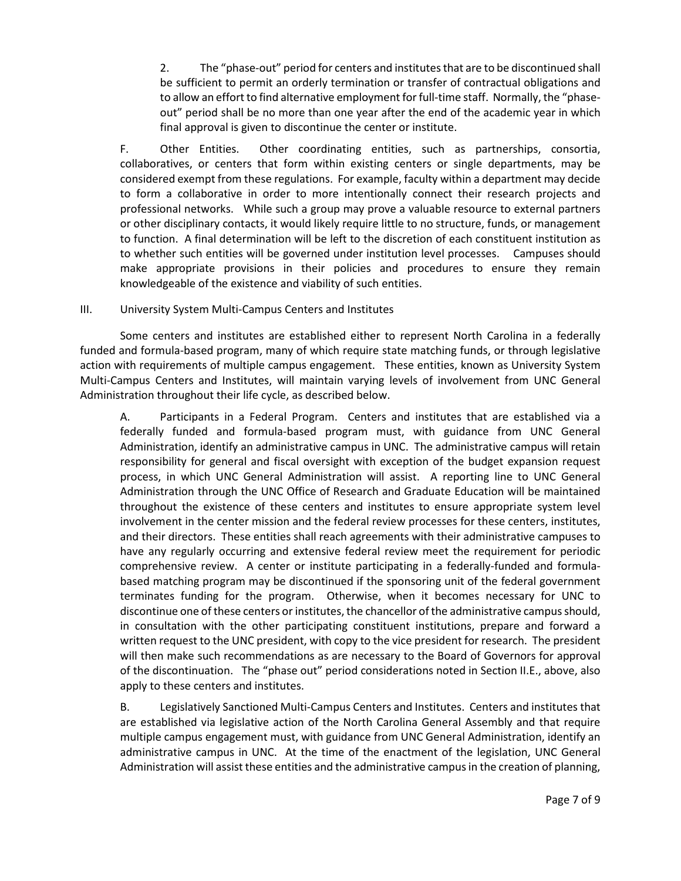2. The "phase-out" period for centers and institutes that are to be discontinued shall be sufficient to permit an orderly termination or transfer of contractual obligations and to allow an effort to find alternative employment for full-time staff. Normally, the "phase-out" period shall be no more than one year after the end of the academic year in which final approval is given to discontinue the center or institute.

F. Other Entities. Other coordinating entities, such as partnerships, consortia, collaboratives, or centers that form within existing centers or single departments, may be considered exempt from these regulations. For example, faculty within a department may decide to form a collaborative in order to more intentionally connect their research projects and professional networks. While such a group may prove a valuable resource to external partners or other disciplinary contacts, it would likely require little to no structure, funds, or management to function. A final determination will be left to the discretion of each constituent institution as to whether such entities will be governed under institution level processes. Campuses should make appropriate provisions in their policies and procedures to ensure they remain knowledgeable of the existence and viability of such entities.

III. University System Multi-Campus Centers and Institutes

Some centers and institutes are established either to represent North Carolina in a federally funded and formula-based program, many of which require state matching funds, or through legislative action with requirements of multiple campus engagement. These entities, known as University System Multi-Campus Centers and Institutes, will maintain varying levels of involvement from UNC General Administration throughout their life cycle, as described below.

A. Participants in a Federal Program. Centers and institutes that are established via a federally funded and formula-based program must, with guidance from UNC General Administration, identify an administrative campus in UNC. The administrative campus will retain responsibility for general and fiscal oversight with exception of the budget expansion request process, in which UNC General Administration will assist. A reporting line to UNC General Administration through the UNC Office of Research and Graduate Education will be maintained throughout the existence of these centers and institutes to ensure appropriate system level involvement in the center mission and the federal review processes for these centers, institutes, and their directors. These entities shall reach agreements with their administrative campuses to have any regularly occurring and extensive federal review meet the requirement for periodic comprehensive review. A center or institute participating in a federally-funded and formula-based matching program may be discontinued if the sponsoring unit of the federal government terminates funding for the program. Otherwise, when it becomes necessary for UNC to discontinue one of these centers or institutes, the chancellor of the administrative campus should, in consultation with the other participating constituent institutions, prepare and forward a written request to the UNC president, with copy to the vice president for research. The president will then make such recommendations as are necessary to the Board of Governors for approval of the discontinuation. The "phase out" period considerations noted in Section II.E., above, also apply to these centers and institutes.

B. Legislatively Sanctioned Multi-Campus Centers and Institutes. Centers and institutes that are established via legislative action of the North Carolina General Assembly and that require multiple campus engagement must, with guidance from UNC General Administration, identify an administrative campus in UNC. At the time of the enactment of the legislation, UNC General Administration will assist these entities and the administrative campus in the creation of planning,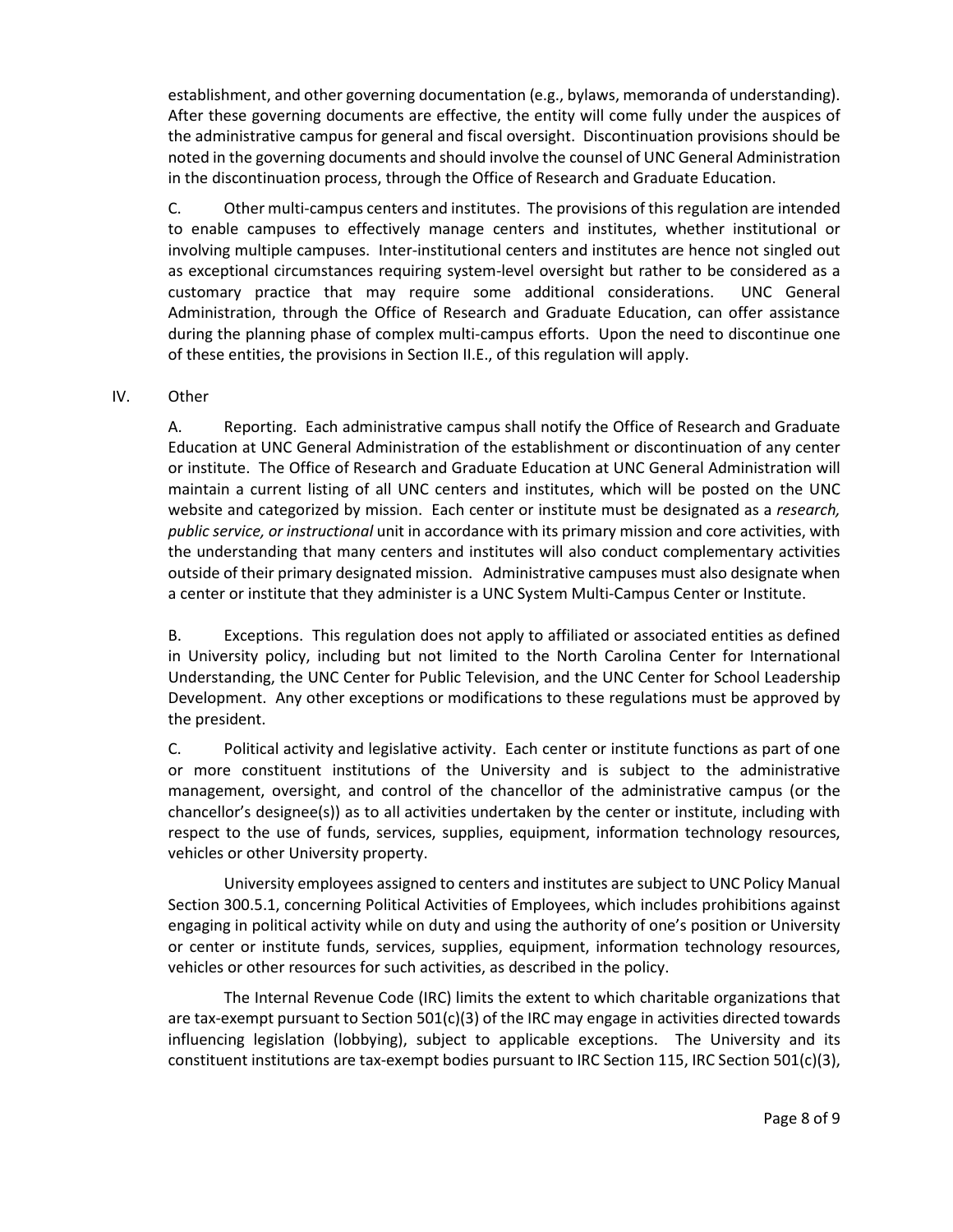establishment, and other governing documentation (e.g., bylaws, memoranda of understanding). After these governing documents are effective, the entity will come fully under the auspices of the administrative campus for general and fiscal oversight. Discontinuation provisions should be noted in the governing documents and should involve the counsel of UNC General Administration in the discontinuation process, through the Office of Research and Graduate Education.

C. Other multi-campus centers and institutes. The provisions of this regulation are intended to enable campuses to effectively manage centers and institutes, whether institutional or involving multiple campuses. Inter-institutional centers and institutes are hence not singled out as exceptional circumstances requiring system-level oversight but rather to be considered as a customary practice that may require some additional considerations. UNC General Administration, through the Office of Research and Graduate Education, can offer assistance during the planning phase of complex multi-campus efforts. Upon the need to discontinue one of these entities, the provisions in Section II.E., of this regulation will apply.

IV. Other

A. Reporting. Each administrative campus shall notify the Office of Research and Graduate Education at UNC General Administration of the establishment or discontinuation of any center or institute. The Office of Research and Graduate Education at UNC General Administration will maintain a current listing of all UNC centers and institutes, which will be posted on the UNC website and categorized by mission. Each center or institute must be designated as a *research, public service, or instructional* unit in accordance with its primary mission and core activities, with the understanding that many centers and institutes will also conduct complementary activities outside of their primary designated mission. Administrative campuses must also designate when a center or institute that they administer is a UNC System Multi-Campus Center or Institute.

B. Exceptions. This regulation does not apply to affiliated or associated entities as defined in University policy, including but not limited to the North Carolina Center for International Understanding, the UNC Center for Public Television, and the UNC Center for School Leadership Development. Any other exceptions or modifications to these regulations must be approved by the president.

C. Political activity and legislative activity. Each center or institute functions as part of one or more constituent institutions of the University and is subject to the administrative management, oversight, and control of the chancellor of the administrative campus (or the chancellor's designee(s)) as to all activities undertaken by the center or institute, including with respect to the use of funds, services, supplies, equipment, information technology resources, vehicles or other University property.

University employees assigned to centers and institutes are subject to UNC Policy Manual Section 300.5.1, concerning Political Activities of Employees, which includes prohibitions against engaging in political activity while on duty and using the authority of one's position or University or center or institute funds, services, supplies, equipment, information technology resources, vehicles or other resources for such activities, as described in the policy.

The Internal Revenue Code (IRC) limits the extent to which charitable organizations that are tax-exempt pursuant to Section 501(c)(3) of the IRC may engage in activities directed towards influencing legislation (lobbying), subject to applicable exceptions. The University and its constituent institutions are tax-exempt bodies pursuant to IRC Section 115, IRC Section 501(c)(3),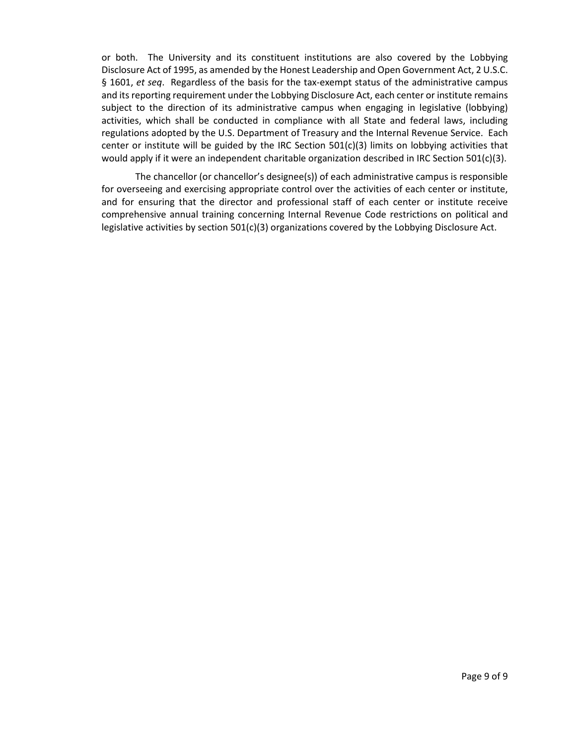or both. The University and its constituent institutions are also covered by the Lobbying Disclosure Act of 1995, as amended by the Honest Leadership and Open Government Act, 2 U.S.C. § 1601, *et seq*. Regardless of the basis for the tax-exempt status of the administrative campus and its reporting requirement under the Lobbying Disclosure Act, each center or institute remains subject to the direction of its administrative campus when engaging in legislative (lobbying) activities, which shall be conducted in compliance with all State and federal laws, including regulations adopted by the U.S. Department of Treasury and the Internal Revenue Service. Each center or institute will be guided by the IRC Section 501(c)(3) limits on lobbying activities that would apply if it were an independent charitable organization described in IRC Section 501(c)(3).

The chancellor (or chancellor's designee(s)) of each administrative campus is responsible for overseeing and exercising appropriate control over the activities of each center or institute, and for ensuring that the director and professional staff of each center or institute receive comprehensive annual training concerning Internal Revenue Code restrictions on political and legislative activities by section 501(c)(3) organizations covered by the Lobbying Disclosure Act.